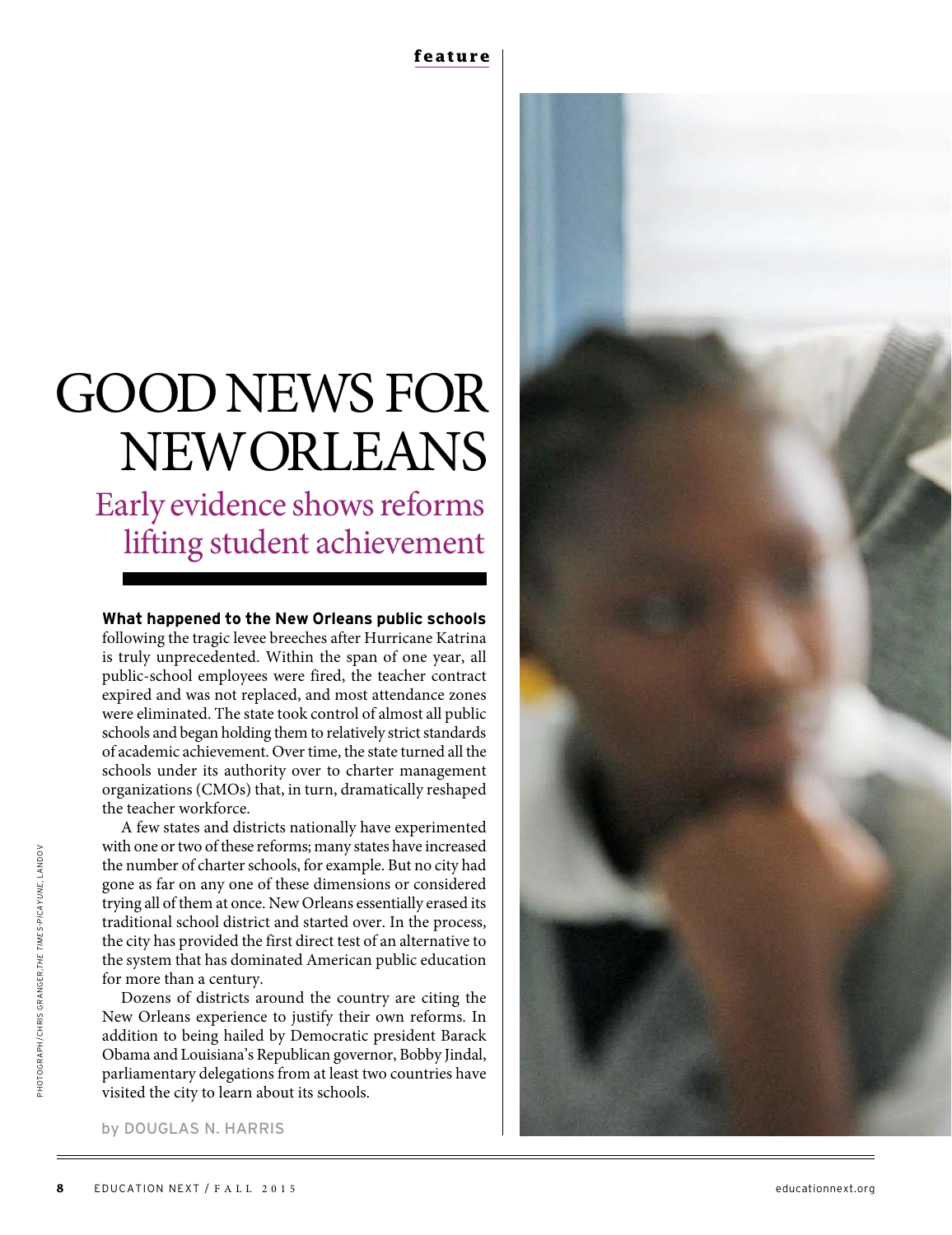# GOOD NEWS FOR NEW ORLEANS

## Early evidence shows reforms lifting student achievement

**What happened to the New Orleans public schools** following the tragic levee breeches after Hurricane Katrina is truly unprecedented. Within the span of one year, all public-school employees were fired, the teacher contract expired and was not replaced, and most attendance zones were eliminated. The state took control of almost all public schools and began holding them to relatively strict standards of academic achievement. Over time, the state turned all the schools under its authority over to charter management organizations (CMOs) that, in turn, dramatically reshaped the teacher workforce.

A few states and districts nationally have experimented with one or two of these reforms; many states have increased the number of charter schools, for example. But no city had gone as far on any one of these dimensions or considered trying all of them at once. New Orleans essentially erased its traditional school district and started over. In the process, the city has provided the first direct test of an alternative to the system that has dominated American public education for more than a century.

Dozens of districts around the country are citing the New Orleans experience to justify their own reforms. In addition to being hailed by Democratic president Barack Obama and Louisiana's Republican governor, Bobby Jindal, parliamentary delegations from at least two countries have visited the city to learn about its schools.

by DOUGLAS N. HARRIS

PHOTOGRAPH/CHRIS GRANGER/*THE TIMES-PICAYUNE*/LANDOV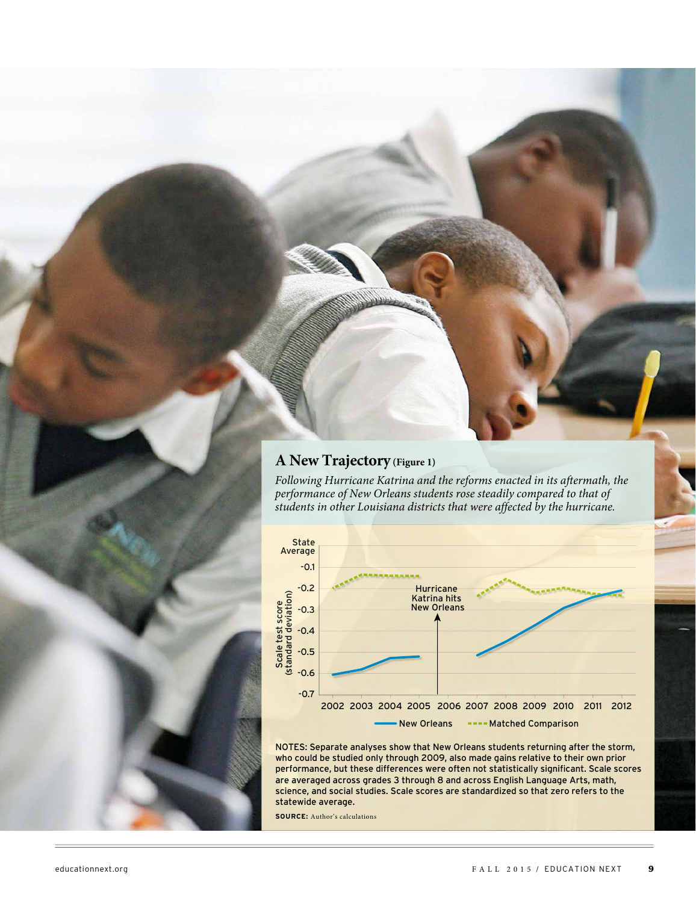## A New Trajectory (Figure 1)

*Following Hurricane Katrina and the reforms enacted in its aftermath, the performance of New Orleans students rose steadily compared to that of students in other Louisiana districts that were affected by the hurricane.*

NOTES: Separate analyses show that New Orleans students returning after the storm, who could be studied only through 2009, also made gains relative to their own prior performance, but these differences were often not statistically significant. Scale scores are averaged across grades 3 through 8 and across English Language Arts, math, science, and social studies. Scale scores are standardized so that zero refers to the statewide average.

**SOURCE:** Author's calculations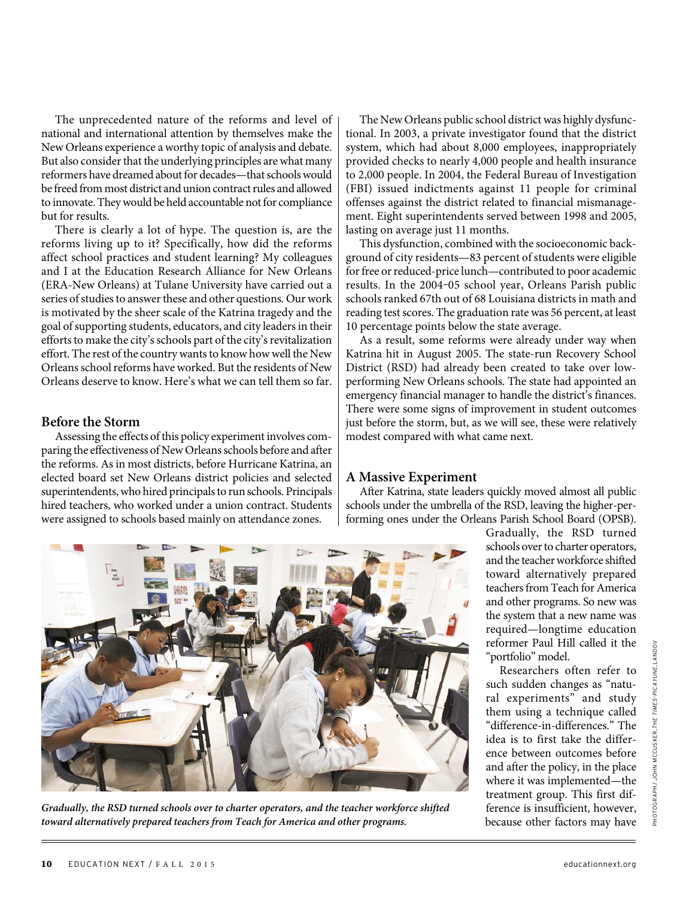The unprecedented nature of the reforms and level of national and international attention by themselves make the New Orleans experience a worthy topic of analysis and debate. But also consider that the underlying principles are what many reformers have dreamed about for decades—that schools would be freed from most district and union contract rules and allowed to innovate. They would be held accountable not for compliance but for results.

There is clearly a lot of hype. The question is, are the reforms living up to it? Specifically, how did the reforms affect school practices and student learning? My colleagues and I at the Education Research Alliance for New Orleans (ERA-New Orleans) at Tulane University have carried out a series of studies to answer these and other questions. Our work is motivated by the sheer scale of the Katrina tragedy and the goal of supporting students, educators, and city leaders in their efforts to make the city's schools part of the city's revitalization effort. The rest of the country wants to know how well the New Orleans school reforms have worked. But the residents of New Orleans deserve to know. Here's what we can tell them so far.

## Before the Storm

Assessing the effects of this policy experiment involves comparing the effectiveness of New Orleans schools before and after the reforms. As in most districts, before Hurricane Katrina, an elected board set New Orleans district policies and selected superintendents, who hired principals to run schools. Principals hired teachers, who worked under a union contract. Students were assigned to schools based mainly on attendance zones.

The New Orleans public school district was highly dysfunctional. In 2003, a private investigator found that the district system, which had about 8,000 employees, inappropriately provided checks to nearly 4,000 people and health insurance to 2,000 people. In 2004, the Federal Bureau of Investigation (FBI) issued indictments against 11 people for criminal offenses against the district related to financial mismanagement. Eight superintendents served between 1998 and 2005, lasting on average just 11 months.

This dysfunction, combined with the socioeconomic background of city residents—83 percent of students were eligible for free or reduced-price lunch—contributed to poor academic results. In the 2004–05 school year, Orleans Parish public schools ranked 67th out of 68 Louisiana districts in math and reading test scores. The graduation rate was 56 percent, at least 10 percentage points below the state average.

As a result, some reforms were already under way when Katrina hit in August 2005. The state-run Recovery School District (RSD) had already been created to take over low-performing New Orleans schools. The state had appointed an emergency financial manager to handle the district's finances. There were some signs of improvement in student outcomes just before the storm, but, as we will see, these were relatively modest compared with what came next.

## A Massive Experiment

After Katrina, state leaders quickly moved almost all public schools under the umbrella of the RSD, leaving the higher-performing ones under the Orleans Parish School Board (OPSB). Gradually, the RSD turned schools over to charter operators, and the teacher workforce shifted toward alternatively prepared teachers from Teach for America and other programs. So new was the system that a new name was required—longtime education reformer Paul Hill called it the "portfolio" model.

Researchers often refer to such sudden changes as "natural experiments" and study them using a technique called "difference-in-differences." The idea is to first take the difference between outcomes before and after the policy, in the place where it was implemented—the treatment group. This first difference is insufficient, however, because other factors may have

*Gradually, the RSD turned schools over to charter operators, and the teacher workforce shifted toward alternatively prepared teachers from Teach for America and other programs.*

PHOTOGRAPH / JOHN MCCUSKER, *THE TIMES-PICAYUNE*, LANDOV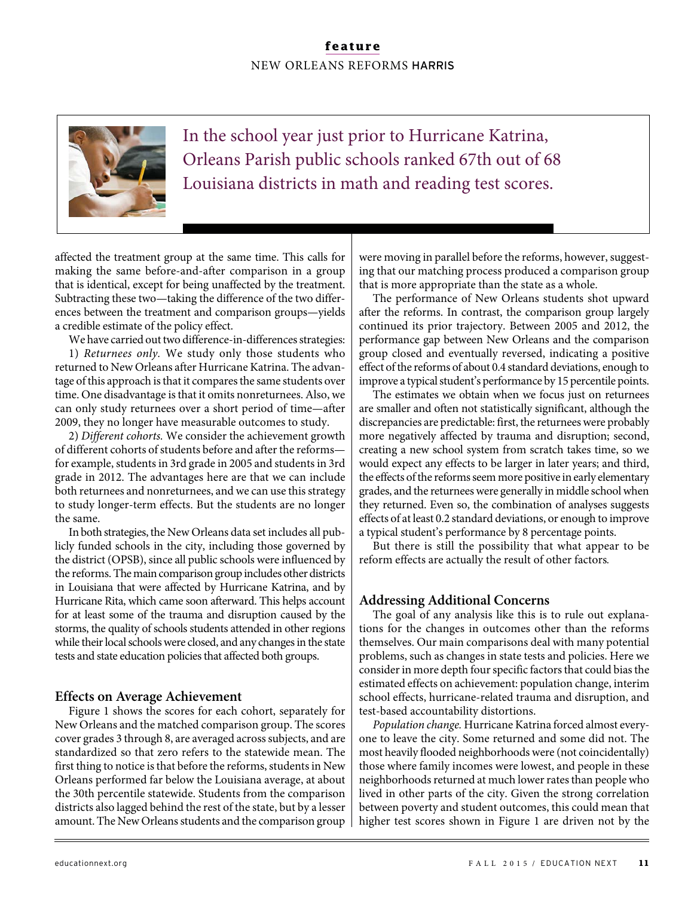> In the school year just prior to Hurricane Katrina, Orleans Parish public schools ranked 67th out of 68 Louisiana districts in math and reading test scores.

affected the treatment group at the same time. This calls for making the same before-and-after comparison in a group that is identical, except for being unaffected by the treatment. Subtracting these two—taking the difference of the two differences between the treatment and comparison groups—yields a credible estimate of the policy effect.

We have carried out two difference-in-differences strategies:

1) *Returnees only*. We study only those students who returned to New Orleans after Hurricane Katrina. The advantage of this approach is that it compares the same students over time. One disadvantage is that it omits nonreturnees. Also, we can only study returnees over a short period of time—after 2009, they no longer have measurable outcomes to study.

2) *Different cohorts*. We consider the achievement growth of different cohorts of students before and after the reforms—for example, students in 3rd grade in 2005 and students in 3rd grade in 2012. The advantages here are that we can include both returnees and nonreturnees, and we can use this strategy to study longer-term effects. But the students are no longer the same.

In both strategies, the New Orleans data set includes all publicly funded schools in the city, including those governed by the district (OPSB), since all public schools were influenced by the reforms. The main comparison group includes other districts in Louisiana that were affected by Hurricane Katrina, and by Hurricane Rita, which came soon afterward. This helps account for at least some of the trauma and disruption caused by the storms, the quality of schools students attended in other regions while their local schools were closed, and any changes in the state tests and state education policies that affected both groups.

### Effects on Average Achievement

Figure 1 shows the scores for each cohort, separately for New Orleans and the matched comparison group. The scores cover grades 3 through 8, are averaged across subjects, and are standardized so that zero refers to the statewide mean. The first thing to notice is that before the reforms, students in New Orleans performed far below the Louisiana average, at about the 30th percentile statewide. Students from the comparison districts also lagged behind the rest of the state, but by a lesser amount. The New Orleans students and the comparison group were moving in parallel before the reforms, however, suggesting that our matching process produced a comparison group that is more appropriate than the state as a whole.

The performance of New Orleans students shot upward after the reforms. In contrast, the comparison group largely continued its prior trajectory. Between 2005 and 2012, the performance gap between New Orleans and the comparison group closed and eventually reversed, indicating a positive effect of the reforms of about 0.4 standard deviations, enough to improve a typical student's performance by 15 percentile points.

The estimates we obtain when we focus just on returnees are smaller and often not statistically significant, although the discrepancies are predictable: first, the returnees were probably more negatively affected by trauma and disruption; second, creating a new school system from scratch takes time, so we would expect any effects to be larger in later years; and third, the effects of the reforms seem more positive in early elementary grades, and the returnees were generally in middle school when they returned. Even so, the combination of analyses suggests effects of at least 0.2 standard deviations, or enough to improve a typical student's performance by 8 percentage points.

But there is still the possibility that what appear to be reform effects are actually the result of other factors.

### Addressing Additional Concerns

The goal of any analysis like this is to rule out explanations for the changes in outcomes other than the reforms themselves. Our main comparisons deal with many potential problems, such as changes in state tests and policies. Here we consider in more depth four specific factors that could bias the estimated effects on achievement: population change, interim school effects, hurricane-related trauma and disruption, and test-based accountability distortions.

*Population change*. Hurricane Katrina forced almost everyone to leave the city. Some returned and some did not. The most heavily flooded neighborhoods were (not coincidentally) those where family incomes were lowest, and people in these neighborhoods returned at much lower rates than people who lived in other parts of the city. Given the strong correlation between poverty and student outcomes, this could mean that higher test scores shown in Figure 1 are driven not by the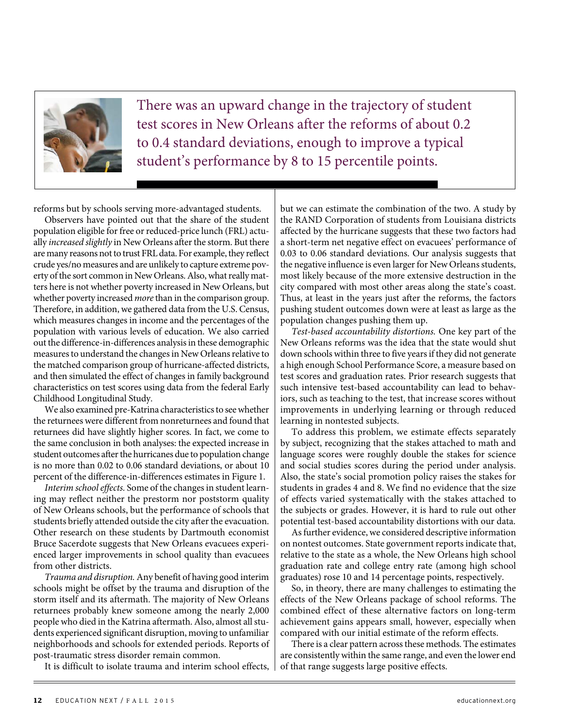> There was an upward change in the trajectory of student test scores in New Orleans after the reforms of about 0.2 to 0.4 standard deviations, enough to improve a typical student's performance by 8 to 15 percentile points.

reforms but by schools serving more-advantaged students.

Observers have pointed out that the share of the student population eligible for free or reduced-price lunch (FRL) actually *increased slightly* in New Orleans after the storm. But there are many reasons not to trust FRL data. For example, they reflect crude yes/no measures and are unlikely to capture extreme poverty of the sort common in New Orleans. Also, what really matters here is not whether poverty increased in New Orleans, but whether poverty increased *more* than in the comparison group. Therefore, in addition, we gathered data from the U.S. Census, which measures changes in income and the percentages of the population with various levels of education. We also carried out the difference-in-differences analysis in these demographic measures to understand the changes in New Orleans relative to the matched comparison group of hurricane-affected districts, and then simulated the effect of changes in family background characteristics on test scores using data from the federal Early Childhood Longitudinal Study.

We also examined pre-Katrina characteristics to see whether the returnees were different from nonreturnees and found that returnees did have slightly higher scores. In fact, we come to the same conclusion in both analyses: the expected increase in student outcomes after the hurricanes due to population change is no more than 0.02 to 0.06 standard deviations, or about 10 percent of the difference-in-differences estimates in Figure 1.

*Interim school effects.* Some of the changes in student learning may reflect neither the prestorm nor poststorm quality of New Orleans schools, but the performance of schools that students briefly attended outside the city after the evacuation. Other research on these students by Dartmouth economist Bruce Sacerdote suggests that New Orleans evacuees experienced larger improvements in school quality than evacuees from other districts.

*Trauma and disruption.* Any benefit of having good interim schools might be offset by the trauma and disruption of the storm itself and its aftermath. The majority of New Orleans returnees probably knew someone among the nearly 2,000 people who died in the Katrina aftermath. Also, almost all students experienced significant disruption, moving to unfamiliar neighborhoods and schools for extended periods. Reports of post-traumatic stress disorder remain common.

It is difficult to isolate trauma and interim school effects, but we can estimate the combination of the two. A study by the RAND Corporation of students from Louisiana districts affected by the hurricane suggests that these two factors had a short-term net negative effect on evacuees' performance of 0.03 to 0.06 standard deviations. Our analysis suggests that the negative influence is even larger for New Orleans students, most likely because of the more extensive destruction in the city compared with most other areas along the state's coast. Thus, at least in the years just after the reforms, the factors pushing student outcomes down were at least as large as the population changes pushing them up.

*Test-based accountability distortions.* One key part of the New Orleans reforms was the idea that the state would shut down schools within three to five years if they did not generate a high enough School Performance Score, a measure based on test scores and graduation rates. Prior research suggests that such intensive test-based accountability can lead to behaviors, such as teaching to the test, that increase scores without improvements in underlying learning or through reduced learning in nontested subjects.

To address this problem, we estimate effects separately by subject, recognizing that the stakes attached to math and language scores were roughly double the stakes for science and social studies scores during the period under analysis. Also, the state's social promotion policy raises the stakes for students in grades 4 and 8. We find no evidence that the size of effects varied systematically with the stakes attached to the subjects or grades. However, it is hard to rule out other potential test-based accountability distortions with our data.

As further evidence, we considered descriptive information on nontest outcomes. State government reports indicate that, relative to the state as a whole, the New Orleans high school graduation rate and college entry rate (among high school graduates) rose 10 and 14 percentage points, respectively.

So, in theory, there are many challenges to estimating the effects of the New Orleans package of school reforms. The combined effect of these alternative factors on long-term achievement gains appears small, however, especially when compared with our initial estimate of the reform effects.

There is a clear pattern across these methods. The estimates are consistently within the same range, and even the lower end of that range suggests large positive effects.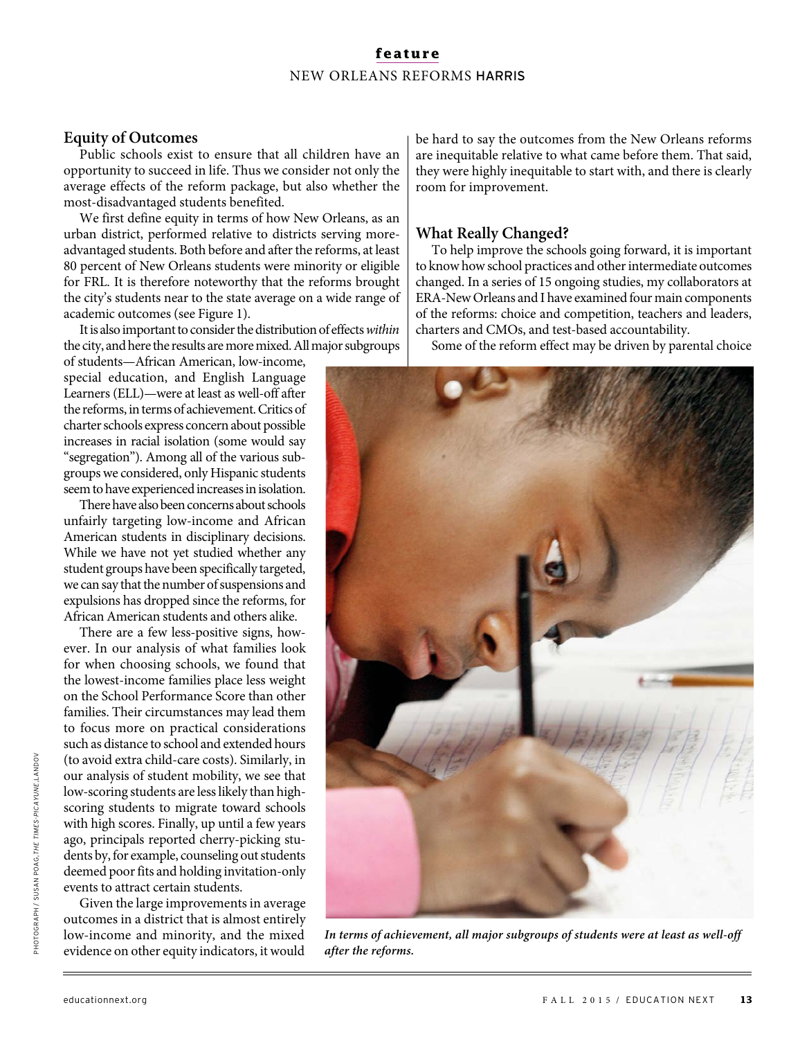## Equity of Outcomes

Public schools exist to ensure that all children have an opportunity to succeed in life. Thus we consider not only the average effects of the reform package, but also whether the most-disadvantaged students benefited.

We first define equity in terms of how New Orleans, as an urban district, performed relative to districts serving more-advantaged students. Both before and after the reforms, at least 80 percent of New Orleans students were minority or eligible for FRL. It is therefore noteworthy that the reforms brought the city's students near to the state average on a wide range of academic outcomes (see Figure 1).

It is also important to consider the distribution of effects *within* the city, and here the results are more mixed. All major subgroups of students—African American, low-income, special education, and English Language Learners (ELL)—were at least as well-off after the reforms, in terms of achievement. Critics of charter schools express concern about possible increases in racial isolation (some would say "segregation"). Among all of the various subgroups we considered, only Hispanic students seem to have experienced increases in isolation.

There have also been concerns about schools unfairly targeting low-income and African American students in disciplinary decisions. While we have not yet studied whether any student groups have been specifically targeted, we can say that the number of suspensions and expulsions has dropped since the reforms, for African American students and others alike.

There are a few less-positive signs, however. In our analysis of what families look for when choosing schools, we found that the lowest-income families place less weight on the School Performance Score than other families. Their circumstances may lead them to focus more on practical considerations such as distance to school and extended hours (to avoid extra child-care costs). Similarly, in our analysis of student mobility, we see that low-scoring students are less likely than high-scoring students to migrate toward schools with high scores. Finally, up until a few years ago, principals reported cherry-picking students by, for example, counseling out students deemed poor fits and holding invitation-only events to attract certain students.

Given the large improvements in average outcomes in a district that is almost entirely low-income and minority, and the mixed evidence on other equity indicators, it would be hard to say the outcomes from the New Orleans reforms are inequitable relative to what came before them. That said, they were highly inequitable to start with, and there is clearly room for improvement.

## What Really Changed?

To help improve the schools going forward, it is important to know how school practices and other intermediate outcomes changed. In a series of 15 ongoing studies, my collaborators at ERA-New Orleans and I have examined four main components of the reforms: choice and competition, teachers and leaders, charters and CMOs, and test-based accountability.

Some of the reform effect may be driven by parental choice

*In terms of achievement, all major subgroups of students were at least as well-off after the reforms.*

PHOTOGRAPH / SUSAN POAG, *THE TIMES-PICAYUNE*, LANDOV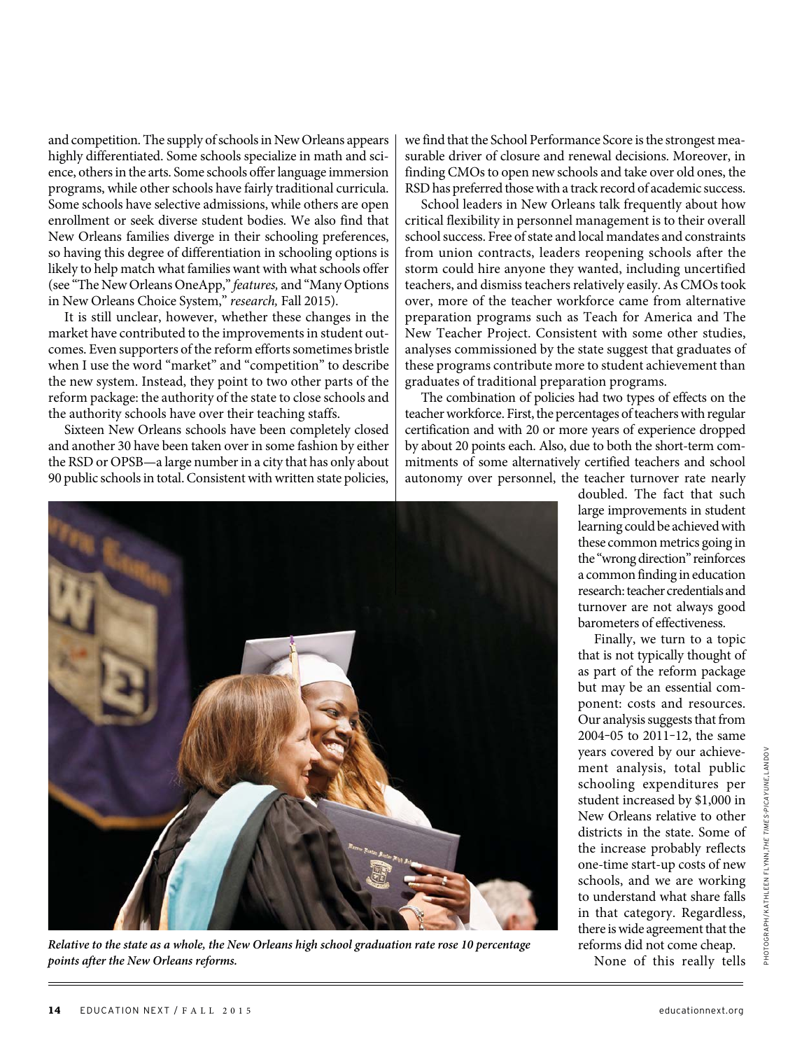and competition. The supply of schools in New Orleans appears highly differentiated. Some schools specialize in math and science, others in the arts. Some schools offer language immersion programs, while other schools have fairly traditional curricula. Some schools have selective admissions, while others are open enrollment or seek diverse student bodies. We also find that New Orleans families diverge in their schooling preferences, so having this degree of differentiation in schooling options is likely to help match what families want with what schools offer (see "The New Orleans OneApp," *features,* and "Many Options in New Orleans Choice System," *research,* Fall 2015).

It is still unclear, however, whether these changes in the market have contributed to the improvements in student outcomes. Even supporters of the reform efforts sometimes bristle when I use the word "market" and "competition" to describe the new system. Instead, they point to two other parts of the reform package: the authority of the state to close schools and the authority schools have over their teaching staffs.

Sixteen New Orleans schools have been completely closed and another 30 have been taken over in some fashion by either the RSD or OPSB—a large number in a city that has only about 90 public schools in total. Consistent with written state policies, we find that the School Performance Score is the strongest measurable driver of closure and renewal decisions. Moreover, in finding CMOs to open new schools and take over old ones, the RSD has preferred those with a track record of academic success.

School leaders in New Orleans talk frequently about how critical flexibility in personnel management is to their overall school success. Free of state and local mandates and constraints from union contracts, leaders reopening schools after the storm could hire anyone they wanted, including uncertified teachers, and dismiss teachers relatively easily. As CMOs took over, more of the teacher workforce came from alternative preparation programs such as Teach for America and The New Teacher Project. Consistent with some other studies, analyses commissioned by the state suggest that graduates of these programs contribute more to student achievement than graduates of traditional preparation programs.

The combination of policies had two types of effects on the teacher workforce. First, the percentages of teachers with regular certification and with 20 or more years of experience dropped by about 20 points each. Also, due to both the short-term commitments of some alternatively certified teachers and school autonomy over personnel, the teacher turnover rate nearly doubled. The fact that such large improvements in student learning could be achieved with these common metrics going in the "wrong direction" reinforces a common finding in education research: teacher credentials and turnover are not always good barometers of effectiveness.

Finally, we turn to a topic that is not typically thought of as part of the reform package but may be an essential component: costs and resources. Our analysis suggests that from 2004–05 to 2011–12, the same years covered by our achievement analysis, total public schooling expenditures per student increased by $1,000 in New Orleans relative to other districts in the state. Some of the increase probably reflects one-time start-up costs of new schools, and we are working to understand what share falls in that category. Regardless, there is wide agreement that the reforms did not come cheap.

None of this really tells

***Relative to the state as a whole, the New Orleans high school graduation rate rose 10 percentage points after the New Orleans reforms.***

PHOTOGRAPH/KATHLEEN FLYNN/*THE TIMES-PICAYUNE*/LANDOV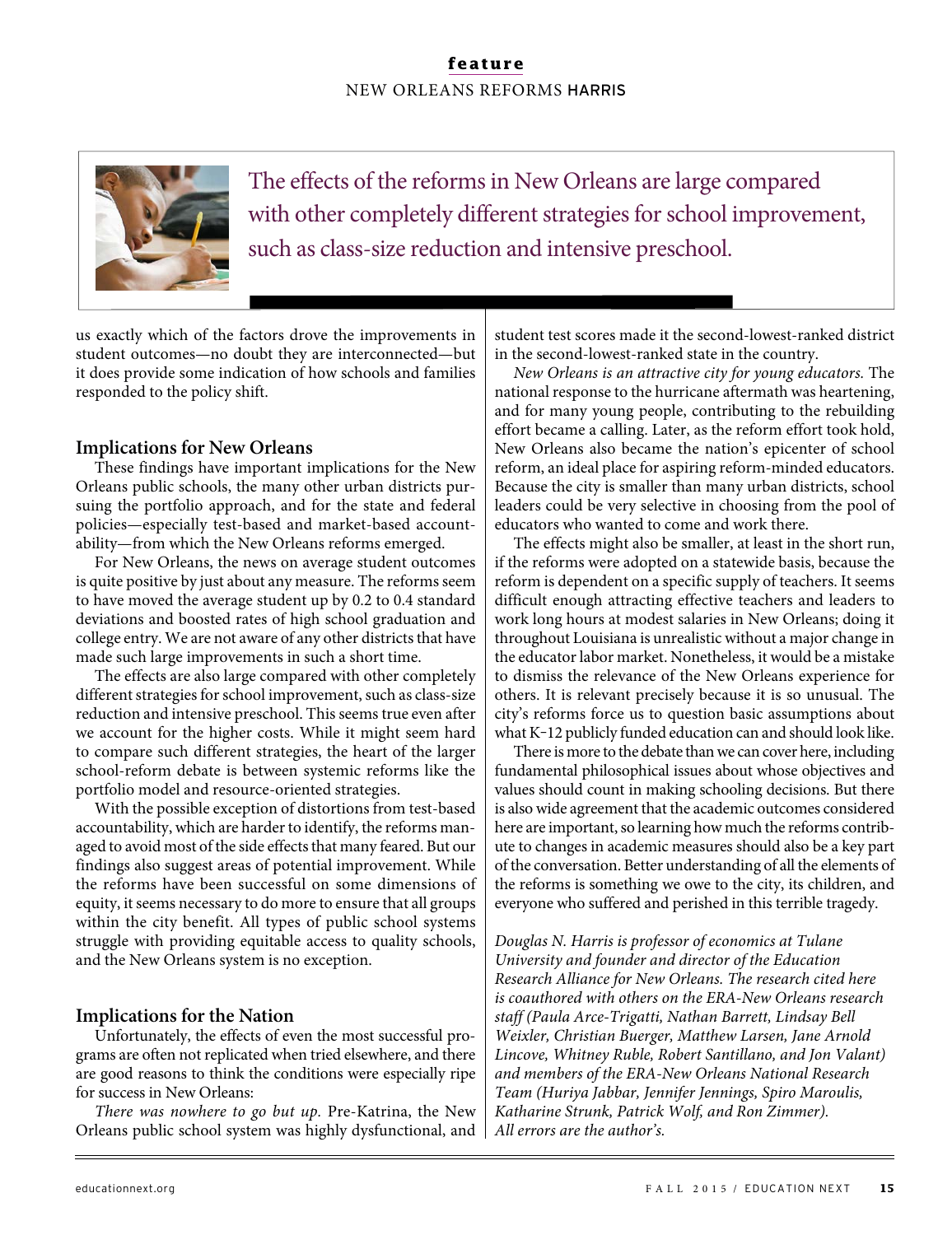> The effects of the reforms in New Orleans are large compared with other completely different strategies for school improvement, such as class-size reduction and intensive preschool.

us exactly which of the factors drove the improvements in student outcomes—no doubt they are interconnected—but it does provide some indication of how schools and families responded to the policy shift.

## Implications for New Orleans

These findings have important implications for the New Orleans public schools, the many other urban districts pursuing the portfolio approach, and for the state and federal policies—especially test-based and market-based accountability—from which the New Orleans reforms emerged.

For New Orleans, the news on average student outcomes is quite positive by just about any measure. The reforms seem to have moved the average student up by 0.2 to 0.4 standard deviations and boosted rates of high school graduation and college entry. We are not aware of any other districts that have made such large improvements in such a short time.

The effects are also large compared with other completely different strategies for school improvement, such as class-size reduction and intensive preschool. This seems true even after we account for the higher costs. While it might seem hard to compare such different strategies, the heart of the larger school-reform debate is between systemic reforms like the portfolio model and resource-oriented strategies.

With the possible exception of distortions from test-based accountability, which are harder to identify, the reforms managed to avoid most of the side effects that many feared. But our findings also suggest areas of potential improvement. While the reforms have been successful on some dimensions of equity, it seems necessary to do more to ensure that all groups within the city benefit. All types of public school systems struggle with providing equitable access to quality schools, and the New Orleans system is no exception.

## Implications for the Nation

Unfortunately, the effects of even the most successful programs are often not replicated when tried elsewhere, and there are good reasons to think the conditions were especially ripe for success in New Orleans:

*There was nowhere to go but up.* Pre-Katrina, the New Orleans public school system was highly dysfunctional, and student test scores made it the second-lowest-ranked district in the second-lowest-ranked state in the country.

*New Orleans is an attractive city for young educators.* The national response to the hurricane aftermath was heartening, and for many young people, contributing to the rebuilding effort became a calling. Later, as the reform effort took hold, New Orleans also became the nation's epicenter of school reform, an ideal place for aspiring reform-minded educators. Because the city is smaller than many urban districts, school leaders could be very selective in choosing from the pool of educators who wanted to come and work there.

The effects might also be smaller, at least in the short run, if the reforms were adopted on a statewide basis, because the reform is dependent on a specific supply of teachers. It seems difficult enough attracting effective teachers and leaders to work long hours at modest salaries in New Orleans; doing it throughout Louisiana is unrealistic without a major change in the educator labor market. Nonetheless, it would be a mistake to dismiss the relevance of the New Orleans experience for others. It is relevant precisely because it is so unusual. The city's reforms force us to question basic assumptions about what K–12 publicly funded education can and should look like.

There is more to the debate than we can cover here, including fundamental philosophical issues about whose objectives and values should count in making schooling decisions. But there is also wide agreement that the academic outcomes considered here are important, so learning how much the reforms contribute to changes in academic measures should also be a key part of the conversation. Better understanding of all the elements of the reforms is something we owe to the city, its children, and everyone who suffered and perished in this terrible tragedy.

*Douglas N. Harris is professor of economics at Tulane University and founder and director of the Education Research Alliance for New Orleans. The research cited here is coauthored with others on the ERA-New Orleans research staff (Paula Arce-Trigatti, Nathan Barrett, Lindsay Bell Weixler, Christian Buerger, Matthew Larsen, Jane Arnold Lincove, Whitney Ruble, Robert Santillano, and Jon Valant) and members of the ERA-New Orleans National Research Team (Huriya Jabbar, Jennifer Jennings, Spiro Maroulis, Katharine Strunk, Patrick Wolf, and Ron Zimmer). All errors are the author's.*